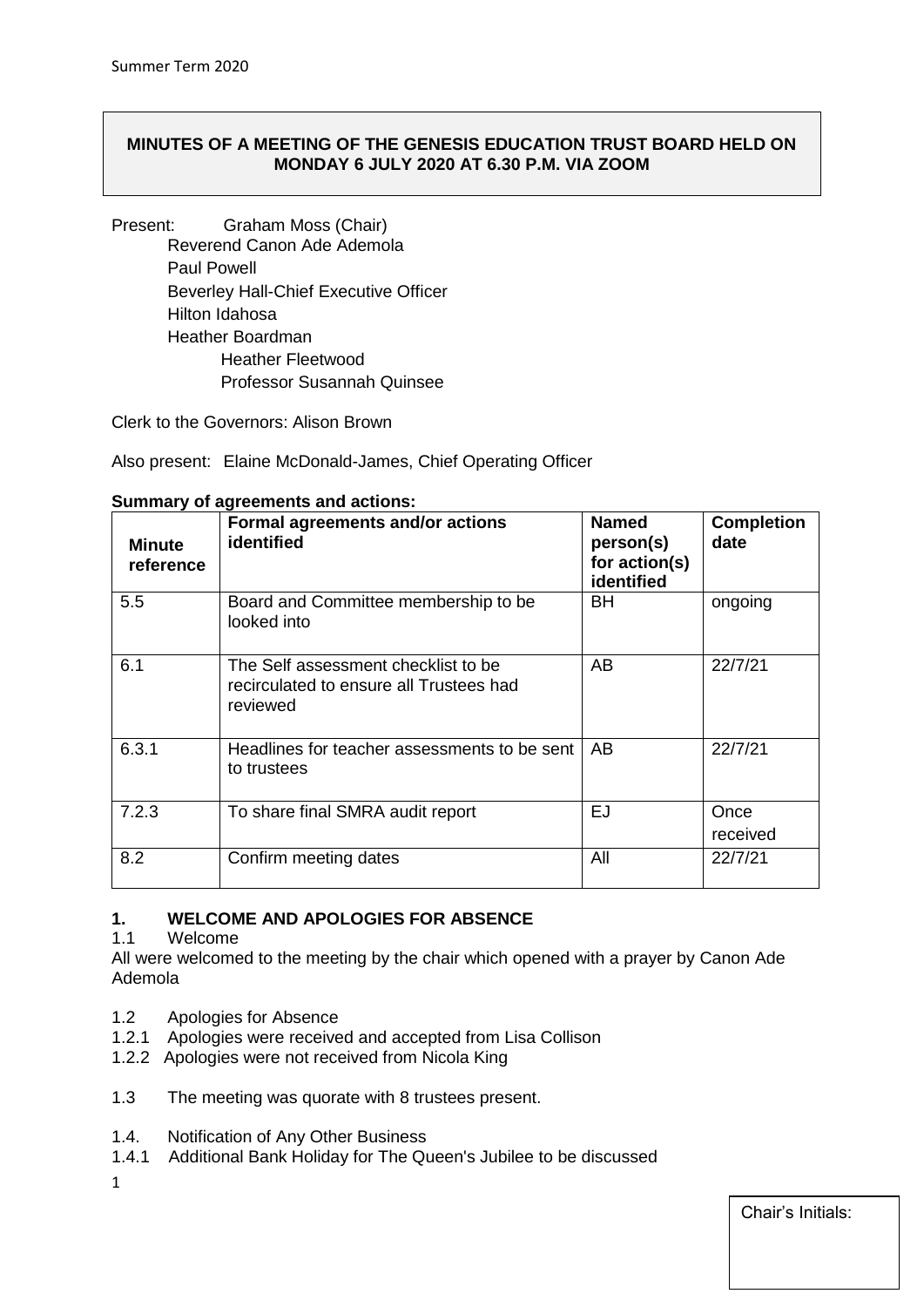**MINUTES OF A MEETING OF THE GENESIS EDUCATION TRUST BOARD HELD ON MONDAY 6 JULY 2020 AT 6.30 P.M. VIA ZOOM**

Present: Graham Moss (Chair)
Reverend Canon Ade Ademola
Paul Powell
Beverley Hall-Chief Executive Officer
Hilton Idahosa
Heather Boardman
Heather Fleetwood
Professor Susannah Quinsee

Clerk to the Governors: Alison Brown

Also present: Elaine McDonald-James, Chief Operating Officer

**Summary of agreements and actions:**

| Minute reference | Formal agreements and/or actions identified | Named person(s) for action(s) identified | Completion date |
|---|---|---|---|
| 5.5 | Board and Committee membership to be looked into | BH | ongoing |
| 6.1 | The Self assessment checklist to be recirculated to ensure all Trustees had reviewed | AB | 22/7/21 |
| 6.3.1 | Headlines for teacher assessments to be sent to trustees | AB | 22/7/21 |
| 7.2.3 | To share final SMRA audit report | EJ | Once received |
| 8.2 | Confirm meeting dates | All | 22/7/21 |

## 1. WELCOME AND APOLOGIES FOR ABSENCE

1.1 Welcome

All were welcomed to the meeting by the chair which opened with a prayer by Canon Ade Ademola

1.2 Apologies for Absence

1.2.1 Apologies were received and accepted from Lisa Collison

1.2.2 Apologies were not received from Nicola King

1.3 The meeting was quorate with 8 trustees present.

1.4. Notification of Any Other Business

1.4.1 Additional Bank Holiday for The Queen's Jubilee to be discussed

Chair's Initials: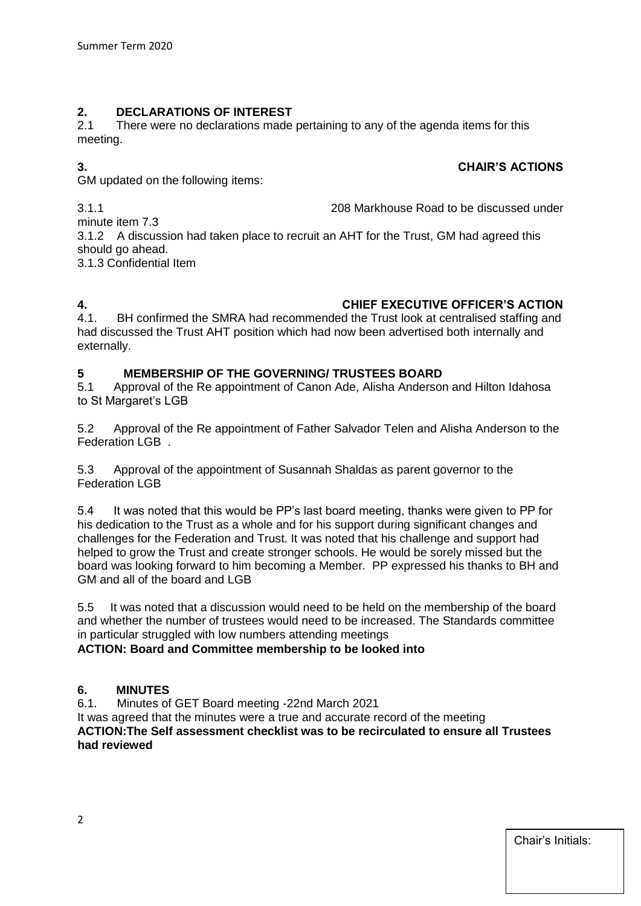## 2. DECLARATIONS OF INTEREST

2.1 There were no declarations made pertaining to any of the agenda items for this meeting.

## 3. CHAIR'S ACTIONS

GM updated on the following items:

3.1.1 208 Markhouse Road to be discussed under minute item 7.3

3.1.2 A discussion had taken place to recruit an AHT for the Trust, GM had agreed this should go ahead.

3.1.3 Confidential Item

## 4. CHIEF EXECUTIVE OFFICER'S ACTION

4.1. BH confirmed the SMRA had recommended the Trust look at centralised staffing and had discussed the Trust AHT position which had now been advertised both internally and externally.

## 5 MEMBERSHIP OF THE GOVERNING/ TRUSTEES BOARD

5.1 Approval of the Re appointment of Canon Ade, Alisha Anderson and Hilton Idahosa to St Margaret's LGB

5.2 Approval of the Re appointment of Father Salvador Telen and Alisha Anderson to the Federation LGB .

5.3 Approval of the appointment of Susannah Shaldas as parent governor to the Federation LGB

5.4 It was noted that this would be PP's last board meeting, thanks were given to PP for his dedication to the Trust as a whole and for his support during significant changes and challenges for the Federation and Trust. It was noted that his challenge and support had helped to grow the Trust and create stronger schools. He would be sorely missed but the board was looking forward to him becoming a Member. PP expressed his thanks to BH and GM and all of the board and LGB

5.5 It was noted that a discussion would need to be held on the membership of the board and whether the number of trustees would need to be increased. The Standards committee in particular struggled with low numbers attending meetings

**ACTION: Board and Committee membership to be looked into**

## 6. MINUTES

6.1. Minutes of GET Board meeting -22nd March 2021

It was agreed that the minutes were a true and accurate record of the meeting

**ACTION:The Self assessment checklist was to be recirculated to ensure all Trustees had reviewed**

Chair's Initials: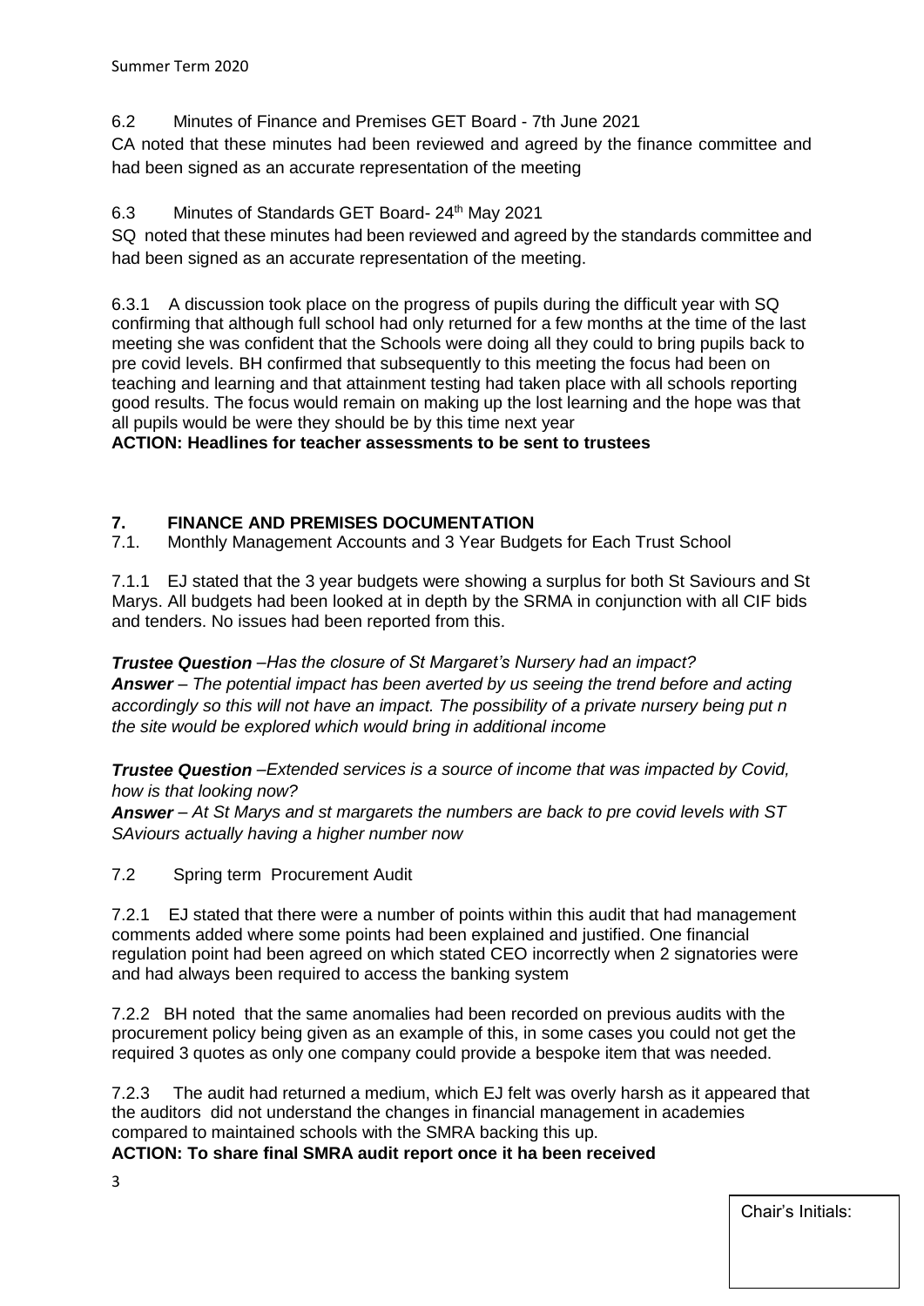6.2 Minutes of Finance and Premises GET Board - 7th June 2021

CA noted that these minutes had been reviewed and agreed by the finance committee and had been signed as an accurate representation of the meeting

6.3 Minutes of Standards GET Board- 24th May 2021

SQ noted that these minutes had been reviewed and agreed by the standards committee and had been signed as an accurate representation of the meeting.

6.3.1 A discussion took place on the progress of pupils during the difficult year with SQ confirming that although full school had only returned for a few months at the time of the last meeting she was confident that the Schools were doing all they could to bring pupils back to pre covid levels. BH confirmed that subsequently to this meeting the focus had been on teaching and learning and that attainment testing had taken place with all schools reporting good results. The focus would remain on making up the lost learning and the hope was that all pupils would be were they should be by this time next year

**ACTION: Headlines for teacher assessments to be sent to trustees**

## 7. FINANCE AND PREMISES DOCUMENTATION

7.1. Monthly Management Accounts and 3 Year Budgets for Each Trust School

7.1.1 EJ stated that the 3 year budgets were showing a surplus for both St Saviours and St Marys. All budgets had been looked at in depth by the SRMA in conjunction with all CIF bids and tenders. No issues had been reported from this.

***Trustee Question*** *–Has the closure of St Margaret's Nursery had an impact?*
***Answer*** *– The potential impact has been averted by us seeing the trend before and acting accordingly so this will not have an impact. The possibility of a private nursery being put n the site would be explored which would bring in additional income*

***Trustee Question*** *–Extended services is a source of income that was impacted by Covid, how is that looking now?*
***Answer*** *– At St Marys and st margarets the numbers are back to pre covid levels with ST SAviours actually having a higher number now*

7.2 Spring term Procurement Audit

7.2.1 EJ stated that there were a number of points within this audit that had management comments added where some points had been explained and justified. One financial regulation point had been agreed on which stated CEO incorrectly when 2 signatories were and had always been required to access the banking system

7.2.2 BH noted that the same anomalies had been recorded on previous audits with the procurement policy being given as an example of this, in some cases you could not get the required 3 quotes as only one company could provide a bespoke item that was needed.

7.2.3 The audit had returned a medium, which EJ felt was overly harsh as it appeared that the auditors did not understand the changes in financial management in academies compared to maintained schools with the SMRA backing this up.

**ACTION: To share final SMRA audit report once it ha been received**

Chair's Initials: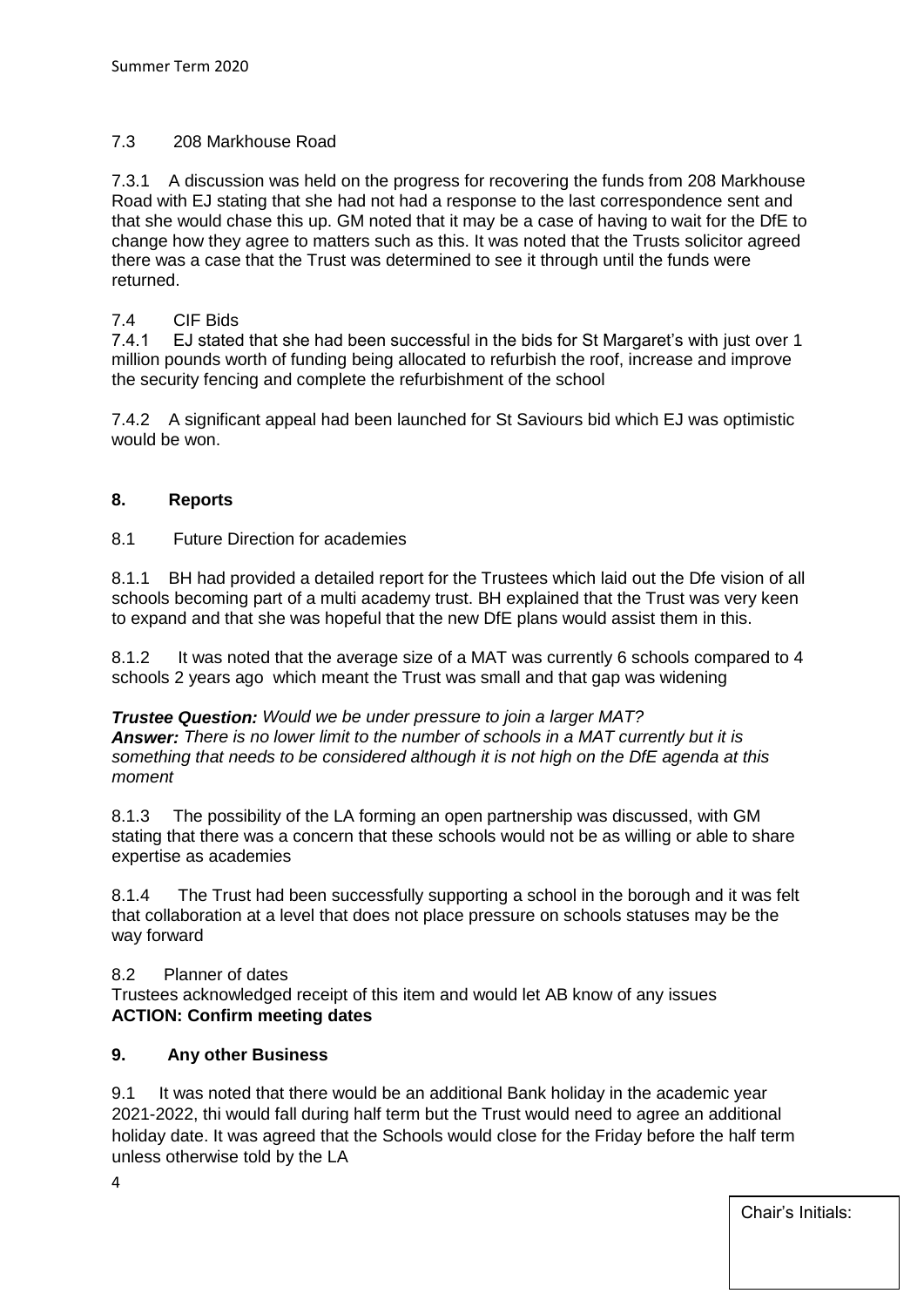7.3 208 Markhouse Road

7.3.1 A discussion was held on the progress for recovering the funds from 208 Markhouse Road with EJ stating that she had not had a response to the last correspondence sent and that she would chase this up. GM noted that it may be a case of having to wait for the DfE to change how they agree to matters such as this. It was noted that the Trusts solicitor agreed there was a case that the Trust was determined to see it through until the funds were returned.

7.4 CIF Bids

7.4.1 EJ stated that she had been successful in the bids for St Margaret's with just over 1 million pounds worth of funding being allocated to refurbish the roof, increase and improve the security fencing and complete the refurbishment of the school

7.4.2 A significant appeal had been launched for St Saviours bid which EJ was optimistic would be won.

## 8. Reports

8.1 Future Direction for academies

8.1.1 BH had provided a detailed report for the Trustees which laid out the Dfe vision of all schools becoming part of a multi academy trust. BH explained that the Trust was very keen to expand and that she was hopeful that the new DfE plans would assist them in this.

8.1.2 It was noted that the average size of a MAT was currently 6 schools compared to 4 schools 2 years ago which meant the Trust was small and that gap was widening

***Trustee Question:*** *Would we be under pressure to join a larger MAT?*
***Answer:*** *There is no lower limit to the number of schools in a MAT currently but it is something that needs to be considered although it is not high on the DfE agenda at this moment*

8.1.3 The possibility of the LA forming an open partnership was discussed, with GM stating that there was a concern that these schools would not be as willing or able to share expertise as academies

8.1.4 The Trust had been successfully supporting a school in the borough and it was felt that collaboration at a level that does not place pressure on schools statuses may be the way forward

8.2 Planner of dates

Trustees acknowledged receipt of this item and would let AB know of any issues
**ACTION: Confirm meeting dates**

## 9. Any other Business

9.1 It was noted that there would be an additional Bank holiday in the academic year 2021-2022, thi would fall during half term but the Trust would need to agree an additional holiday date. It was agreed that the Schools would close for the Friday before the half term unless otherwise told by the LA

Chair's Initials: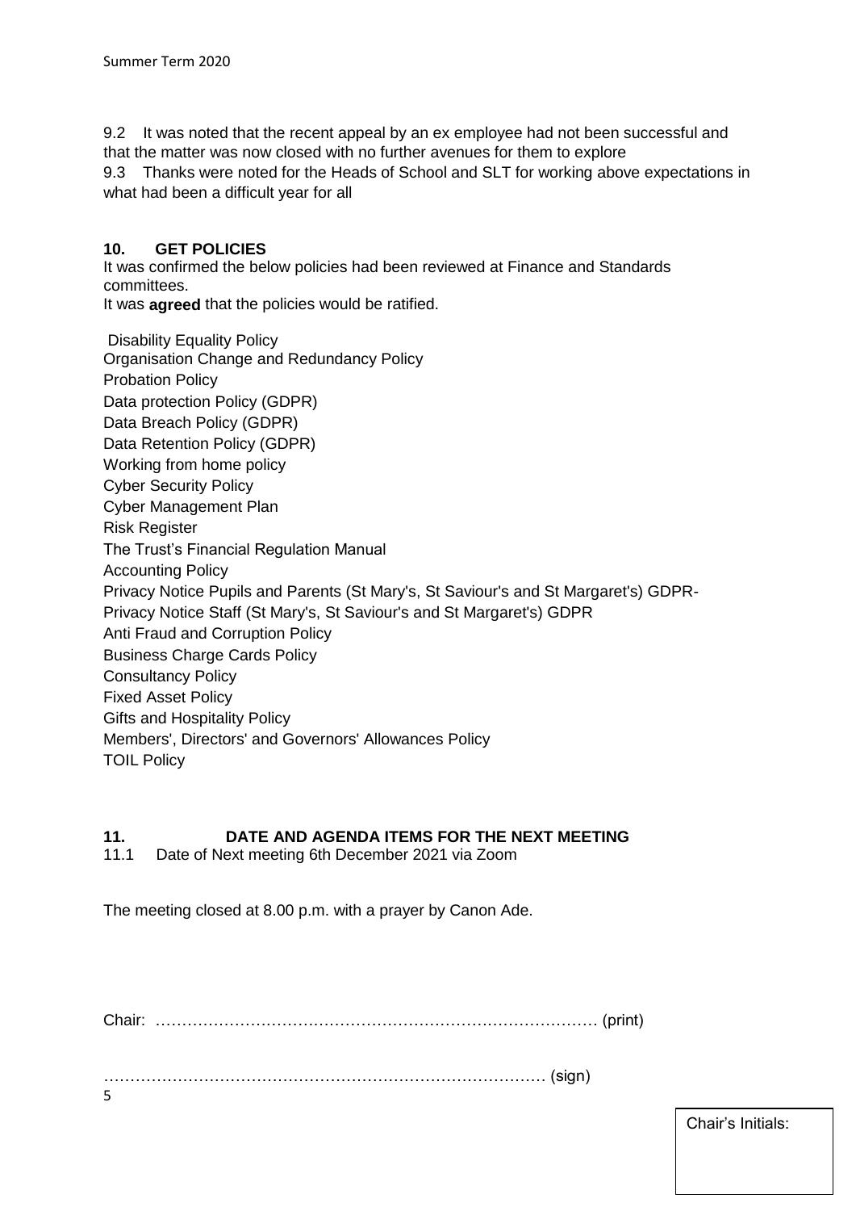9.2 It was noted that the recent appeal by an ex employee had not been successful and that the matter was now closed with no further avenues for them to explore

9.3 Thanks were noted for the Heads of School and SLT for working above expectations in what had been a difficult year for all

## 10. GET POLICIES

It was confirmed the below policies had been reviewed at Finance and Standards committees.

It was **agreed** that the policies would be ratified.

Disability Equality Policy
Organisation Change and Redundancy Policy
Probation Policy
Data protection Policy (GDPR)
Data Breach Policy (GDPR)
Data Retention Policy (GDPR)
Working from home policy
Cyber Security Policy
Cyber Management Plan
Risk Register
The Trust's Financial Regulation Manual
Accounting Policy
Privacy Notice Pupils and Parents (St Mary's, St Saviour's and St Margaret's) GDPR-
Privacy Notice Staff (St Mary's, St Saviour's and St Margaret's) GDPR
Anti Fraud and Corruption Policy
Business Charge Cards Policy
Consultancy Policy
Fixed Asset Policy
Gifts and Hospitality Policy
Members', Directors' and Governors' Allowances Policy
TOIL Policy

## 11. DATE AND AGENDA ITEMS FOR THE NEXT MEETING

11.1 Date of Next meeting 6th December 2021 via Zoom

The meeting closed at 8.00 p.m. with a prayer by Canon Ade.

Chair: ……………………………………………………………………………… (print)

……………………………………………………………………………… (sign)

Chair's Initials: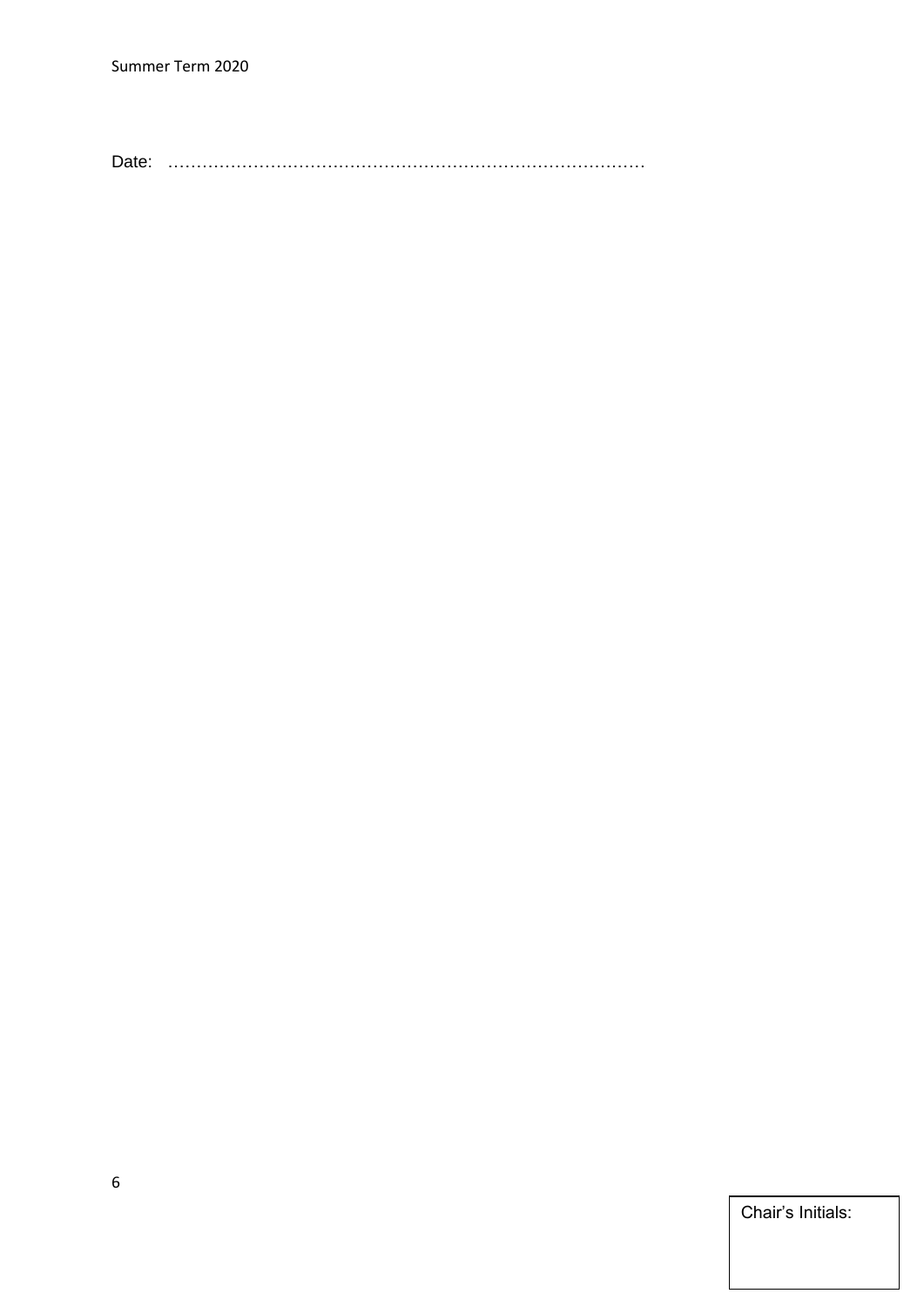Date: ………………………………………………………………………….

| Chair's Initials: |
| --- |
| |